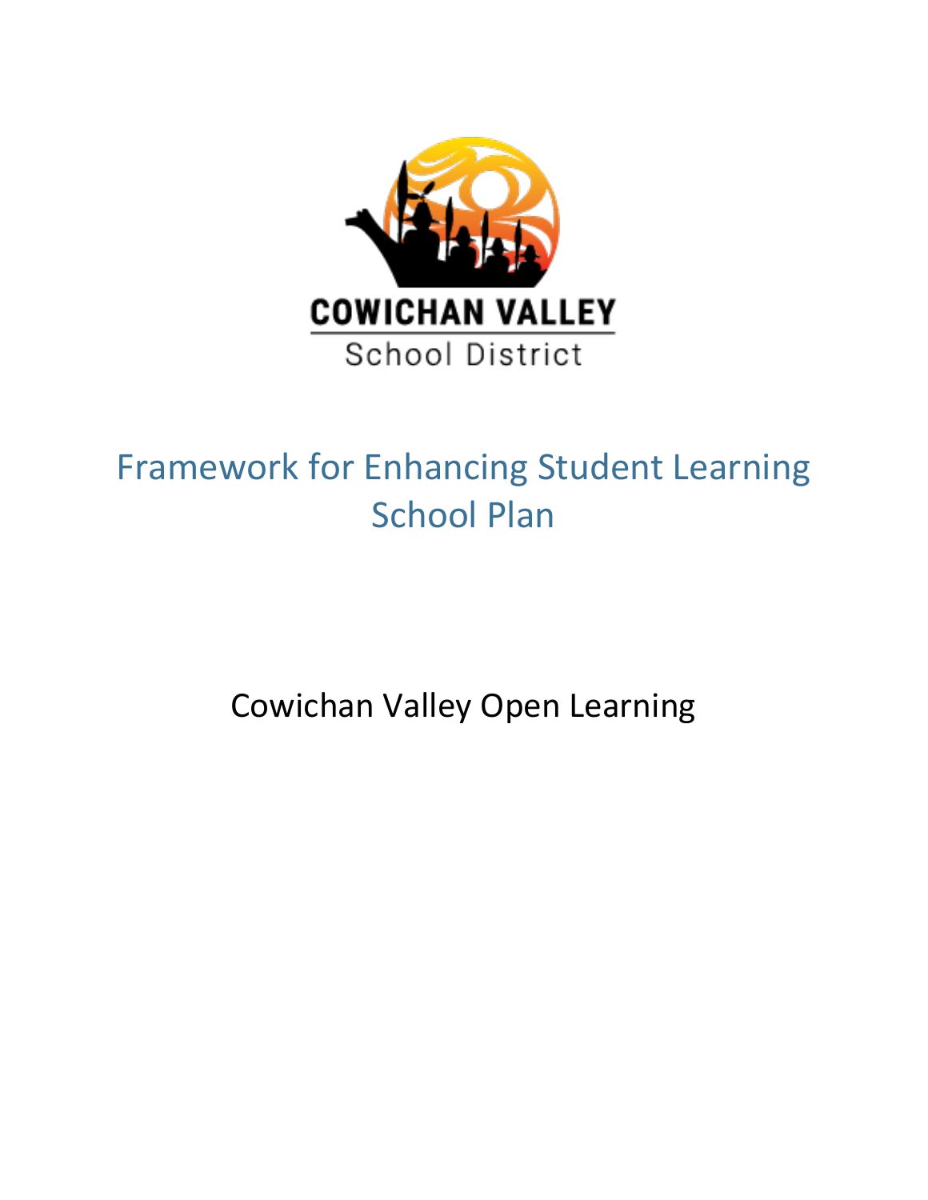COWICHAN VALLEY

School District

# Framework for Enhancing Student Learning School Plan

Cowichan Valley Open Learning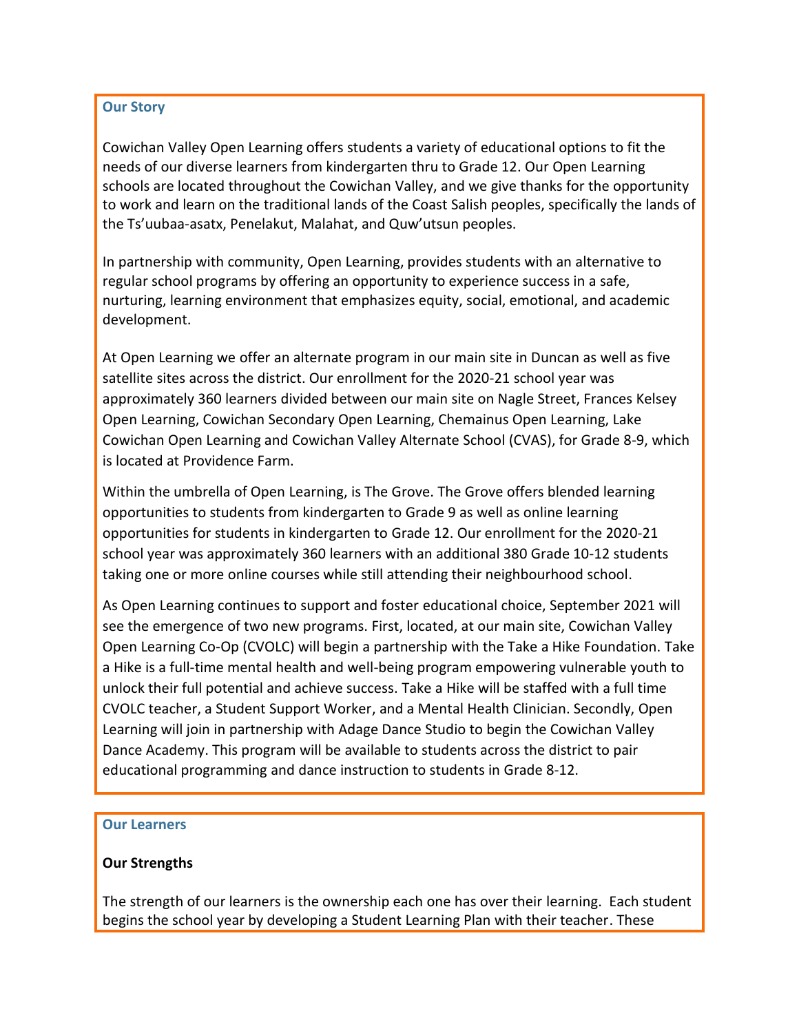## Our Story

Cowichan Valley Open Learning offers students a variety of educational options to fit the needs of our diverse learners from kindergarten thru to Grade 12. Our Open Learning schools are located throughout the Cowichan Valley, and we give thanks for the opportunity to work and learn on the traditional lands of the Coast Salish peoples, specifically the lands of the Ts'uubaa-asatx, Penelakut, Malahat, and Quw'utsun peoples.

In partnership with community, Open Learning, provides students with an alternative to regular school programs by offering an opportunity to experience success in a safe, nurturing, learning environment that emphasizes equity, social, emotional, and academic development.

At Open Learning we offer an alternate program in our main site in Duncan as well as five satellite sites across the district. Our enrollment for the 2020-21 school year was approximately 360 learners divided between our main site on Nagle Street, Frances Kelsey Open Learning, Cowichan Secondary Open Learning, Chemainus Open Learning, Lake Cowichan Open Learning and Cowichan Valley Alternate School (CVAS), for Grade 8-9, which is located at Providence Farm.

Within the umbrella of Open Learning, is The Grove. The Grove offers blended learning opportunities to students from kindergarten to Grade 9 as well as online learning opportunities for students in kindergarten to Grade 12. Our enrollment for the 2020-21 school year was approximately 360 learners with an additional 380 Grade 10-12 students taking one or more online courses while still attending their neighbourhood school.

As Open Learning continues to support and foster educational choice, September 2021 will see the emergence of two new programs. First, located, at our main site, Cowichan Valley Open Learning Co-Op (CVOLC) will begin a partnership with the Take a Hike Foundation. Take a Hike is a full-time mental health and well-being program empowering vulnerable youth to unlock their full potential and achieve success. Take a Hike will be staffed with a full time CVOLC teacher, a Student Support Worker, and a Mental Health Clinician. Secondly, Open Learning will join in partnership with Adage Dance Studio to begin the Cowichan Valley Dance Academy. This program will be available to students across the district to pair educational programming and dance instruction to students in Grade 8-12.

## Our Learners

### Our Strengths

The strength of our learners is the ownership each one has over their learning. Each student begins the school year by developing a Student Learning Plan with their teacher. These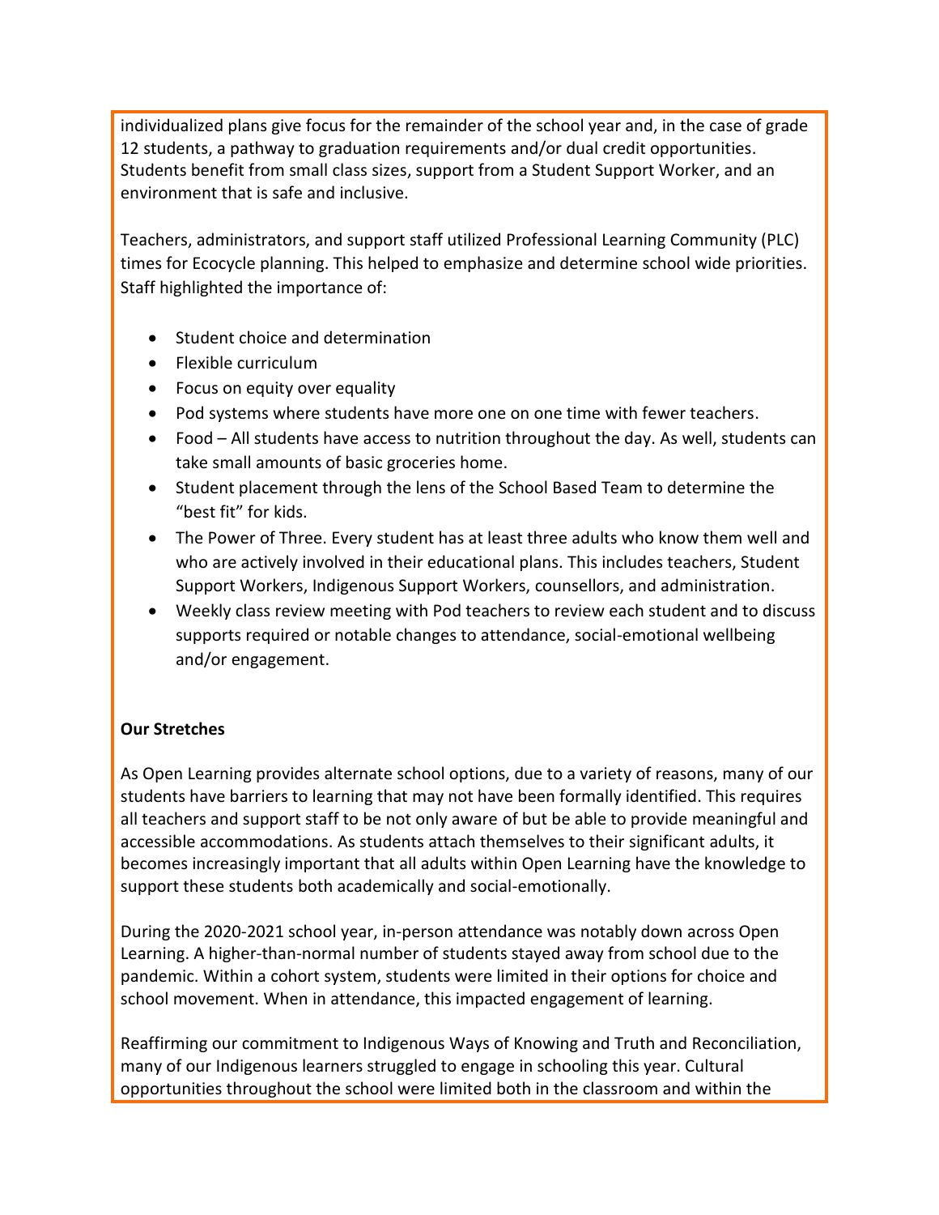individualized plans give focus for the remainder of the school year and, in the case of grade 12 students, a pathway to graduation requirements and/or dual credit opportunities. Students benefit from small class sizes, support from a Student Support Worker, and an environment that is safe and inclusive.

Teachers, administrators, and support staff utilized Professional Learning Community (PLC) times for Ecocycle planning. This helped to emphasize and determine school wide priorities. Staff highlighted the importance of:

- Student choice and determination
- Flexible curriculum
- Focus on equity over equality
- Pod systems where students have more one on one time with fewer teachers.
- Food – All students have access to nutrition throughout the day. As well, students can take small amounts of basic groceries home.
- Student placement through the lens of the School Based Team to determine the "best fit" for kids.
- The Power of Three. Every student has at least three adults who know them well and who are actively involved in their educational plans. This includes teachers, Student Support Workers, Indigenous Support Workers, counsellors, and administration.
- Weekly class review meeting with Pod teachers to review each student and to discuss supports required or notable changes to attendance, social-emotional wellbeing and/or engagement.

**Our Stretches**

As Open Learning provides alternate school options, due to a variety of reasons, many of our students have barriers to learning that may not have been formally identified. This requires all teachers and support staff to be not only aware of but be able to provide meaningful and accessible accommodations. As students attach themselves to their significant adults, it becomes increasingly important that all adults within Open Learning have the knowledge to support these students both academically and social-emotionally.

During the 2020-2021 school year, in-person attendance was notably down across Open Learning. A higher-than-normal number of students stayed away from school due to the pandemic. Within a cohort system, students were limited in their options for choice and school movement. When in attendance, this impacted engagement of learning.

Reaffirming our commitment to Indigenous Ways of Knowing and Truth and Reconciliation, many of our Indigenous learners struggled to engage in schooling this year. Cultural opportunities throughout the school were limited both in the classroom and within the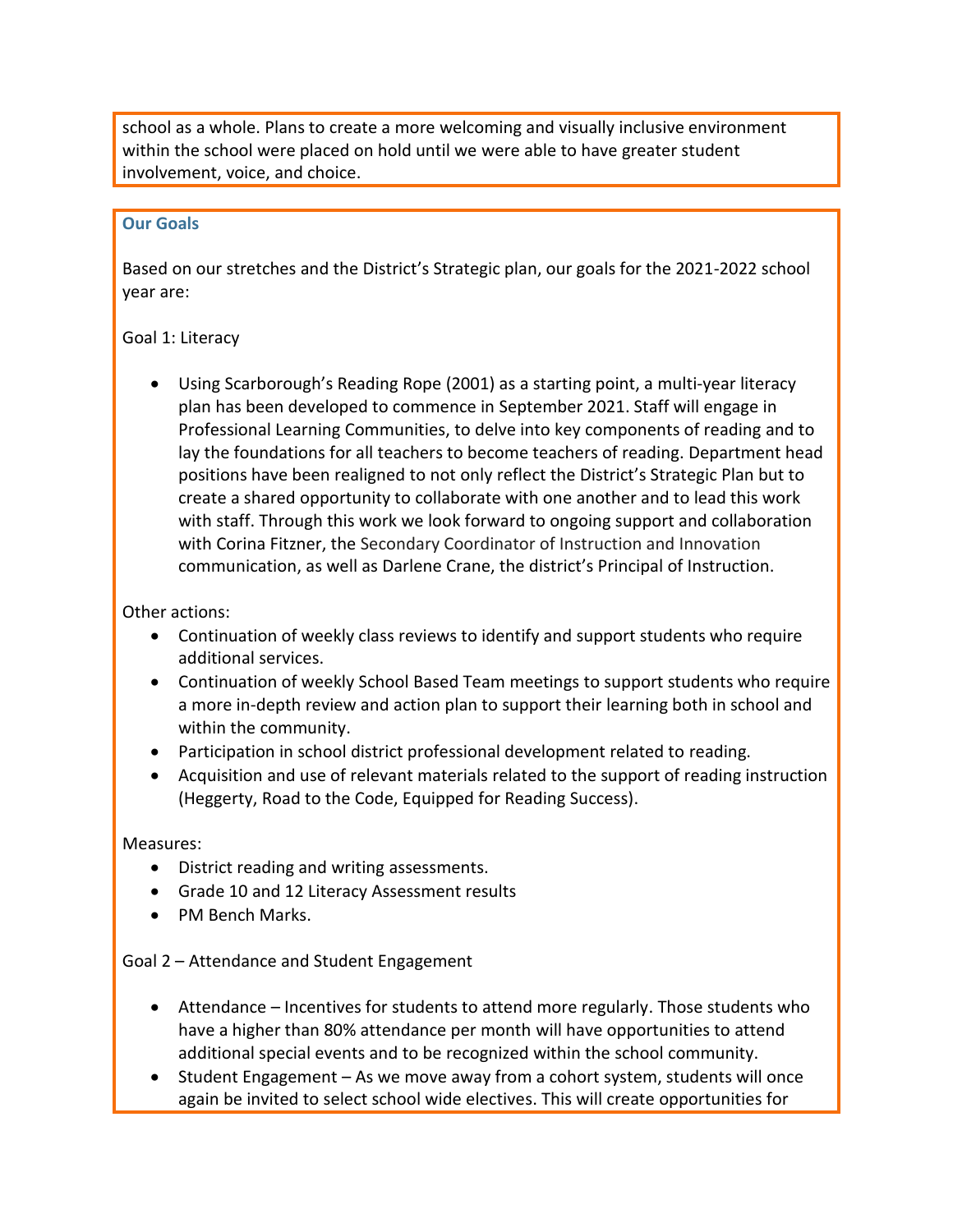school as a whole. Plans to create a more welcoming and visually inclusive environment within the school were placed on hold until we were able to have greater student involvement, voice, and choice.

### Our Goals

Based on our stretches and the District's Strategic plan, our goals for the 2021-2022 school year are:

Goal 1: Literacy

- Using Scarborough's Reading Rope (2001) as a starting point, a multi-year literacy plan has been developed to commence in September 2021. Staff will engage in Professional Learning Communities, to delve into key components of reading and to lay the foundations for all teachers to become teachers of reading. Department head positions have been realigned to not only reflect the District's Strategic Plan but to create a shared opportunity to collaborate with one another and to lead this work with staff. Through this work we look forward to ongoing support and collaboration with Corina Fitzner, the Secondary Coordinator of Instruction and Innovation communication, as well as Darlene Crane, the district's Principal of Instruction.

Other actions:

- Continuation of weekly class reviews to identify and support students who require additional services.
- Continuation of weekly School Based Team meetings to support students who require a more in-depth review and action plan to support their learning both in school and within the community.
- Participation in school district professional development related to reading.
- Acquisition and use of relevant materials related to the support of reading instruction (Heggerty, Road to the Code, Equipped for Reading Success).

Measures:

- District reading and writing assessments.
- Grade 10 and 12 Literacy Assessment results
- PM Bench Marks.

Goal 2 – Attendance and Student Engagement

- Attendance – Incentives for students to attend more regularly. Those students who have a higher than 80% attendance per month will have opportunities to attend additional special events and to be recognized within the school community.
- Student Engagement – As we move away from a cohort system, students will once again be invited to select school wide electives. This will create opportunities for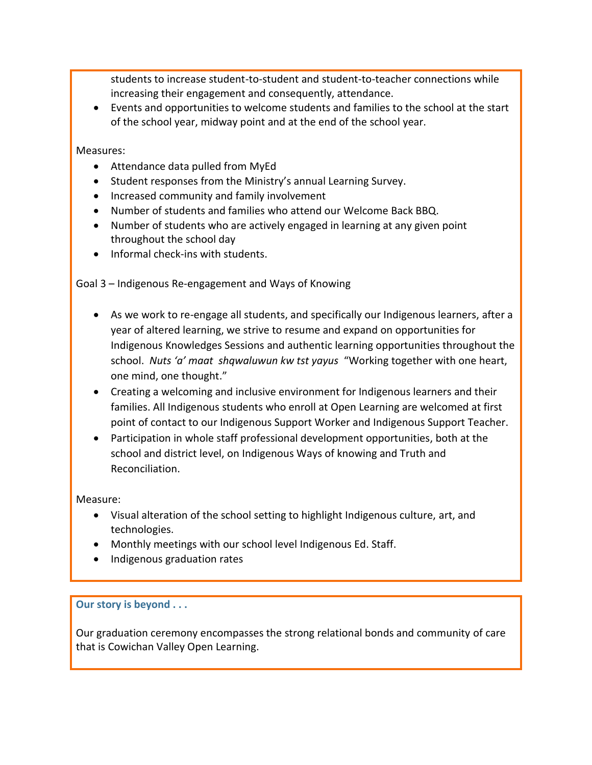students to increase student-to-student and student-to-teacher connections while increasing their engagement and consequently, attendance.
- Events and opportunities to welcome students and families to the school at the start of the school year, midway point and at the end of the school year.

Measures:

- Attendance data pulled from MyEd
- Student responses from the Ministry's annual Learning Survey.
- Increased community and family involvement
- Number of students and families who attend our Welcome Back BBQ.
- Number of students who are actively engaged in learning at any given point throughout the school day
- Informal check-ins with students.

Goal 3 – Indigenous Re-engagement and Ways of Knowing

- As we work to re-engage all students, and specifically our Indigenous learners, after a year of altered learning, we strive to resume and expand on opportunities for Indigenous Knowledges Sessions and authentic learning opportunities throughout the school. *Nuts 'a' maat shqwaluwun kw tst yayus* "Working together with one heart, one mind, one thought."
- Creating a welcoming and inclusive environment for Indigenous learners and their families. All Indigenous students who enroll at Open Learning are welcomed at first point of contact to our Indigenous Support Worker and Indigenous Support Teacher.
- Participation in whole staff professional development opportunities, both at the school and district level, on Indigenous Ways of knowing and Truth and Reconciliation.

Measure:

- Visual alteration of the school setting to highlight Indigenous culture, art, and technologies.
- Monthly meetings with our school level Indigenous Ed. Staff.
- Indigenous graduation rates

**Our story is beyond . . .**

Our graduation ceremony encompasses the strong relational bonds and community of care that is Cowichan Valley Open Learning.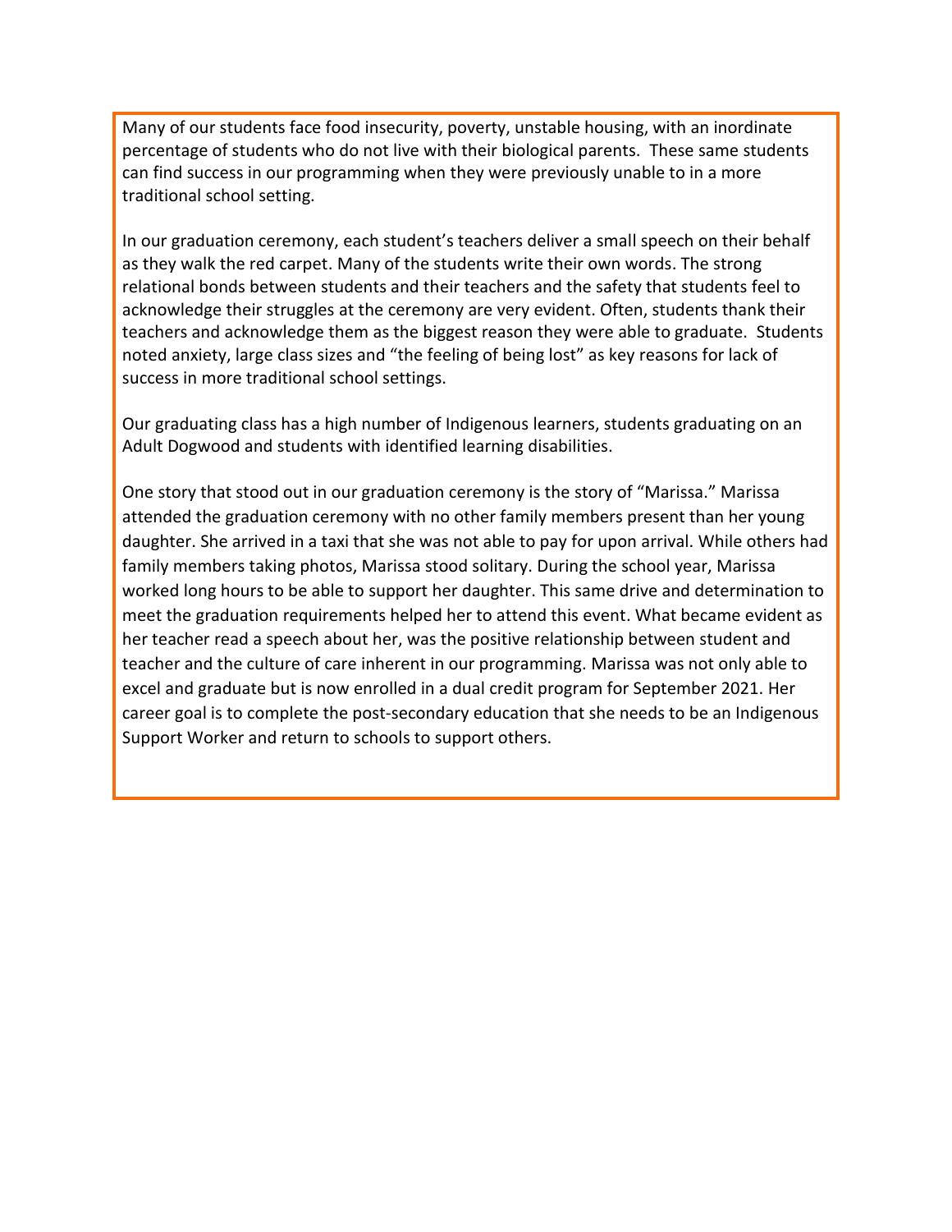Many of our students face food insecurity, poverty, unstable housing, with an inordinate percentage of students who do not live with their biological parents. These same students can find success in our programming when they were previously unable to in a more traditional school setting.

In our graduation ceremony, each student's teachers deliver a small speech on their behalf as they walk the red carpet. Many of the students write their own words. The strong relational bonds between students and their teachers and the safety that students feel to acknowledge their struggles at the ceremony are very evident. Often, students thank their teachers and acknowledge them as the biggest reason they were able to graduate. Students noted anxiety, large class sizes and "the feeling of being lost" as key reasons for lack of success in more traditional school settings.

Our graduating class has a high number of Indigenous learners, students graduating on an Adult Dogwood and students with identified learning disabilities.

One story that stood out in our graduation ceremony is the story of "Marissa." Marissa attended the graduation ceremony with no other family members present than her young daughter. She arrived in a taxi that she was not able to pay for upon arrival. While others had family members taking photos, Marissa stood solitary. During the school year, Marissa worked long hours to be able to support her daughter. This same drive and determination to meet the graduation requirements helped her to attend this event. What became evident as her teacher read a speech about her, was the positive relationship between student and teacher and the culture of care inherent in our programming. Marissa was not only able to excel and graduate but is now enrolled in a dual credit program for September 2021. Her career goal is to complete the post-secondary education that she needs to be an Indigenous Support Worker and return to schools to support others.